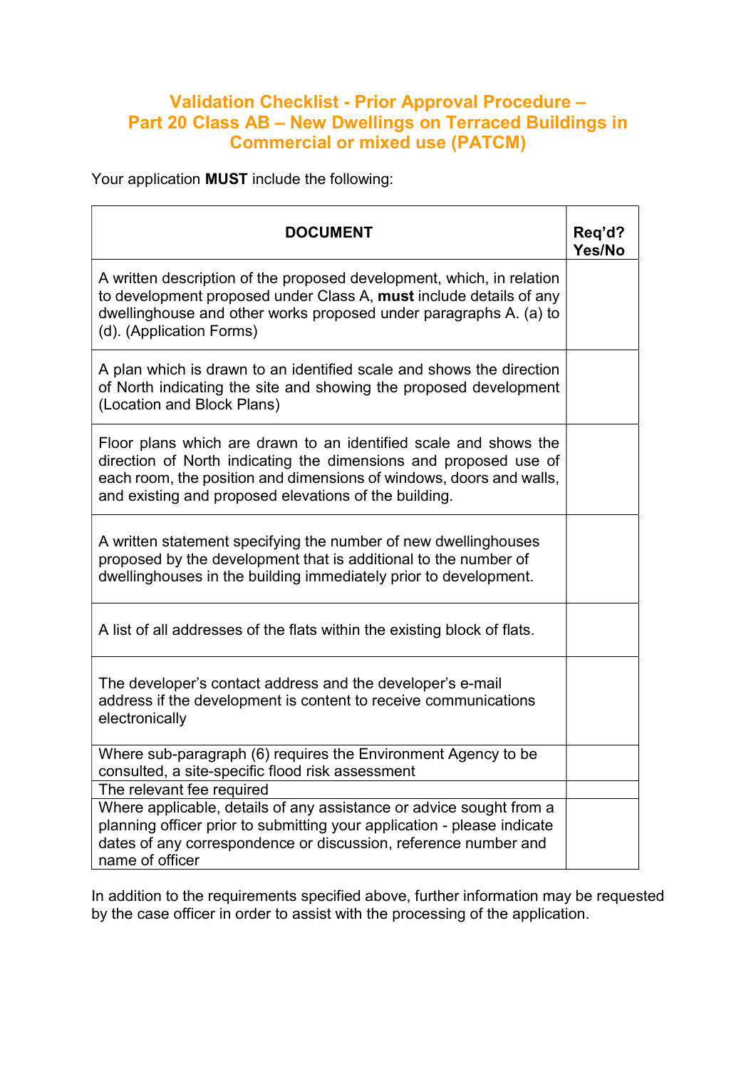# Validation Checklist - Prior Approval Procedure – Part 20 Class AB – New Dwellings on Terraced Buildings in Commercial or mixed use (PATCM)

Your application **MUST** include the following:

| DOCUMENT | Req'd? Yes/No |
|---|---|
| A written description of the proposed development, which, in relation to development proposed under Class A, **must** include details of any dwellinghouse and other works proposed under paragraphs A. (a) to (d). (Application Forms) | |
| A plan which is drawn to an identified scale and shows the direction of North indicating the site and showing the proposed development (Location and Block Plans) | |
| Floor plans which are drawn to an identified scale and shows the direction of North indicating the dimensions and proposed use of each room, the position and dimensions of windows, doors and walls, and existing and proposed elevations of the building. | |
| A written statement specifying the number of new dwellinghouses proposed by the development that is additional to the number of dwellinghouses in the building immediately prior to development. | |
| A list of all addresses of the flats within the existing block of flats. | |
| The developer's contact address and the developer's e-mail address if the development is content to receive communications electronically | |
| Where sub-paragraph (6) requires the Environment Agency to be consulted, a site-specific flood risk assessment | |
| The relevant fee required | |
| Where applicable, details of any assistance or advice sought from a planning officer prior to submitting your application - please indicate dates of any correspondence or discussion, reference number and name of officer | |

In addition to the requirements specified above, further information may be requested by the case officer in order to assist with the processing of the application.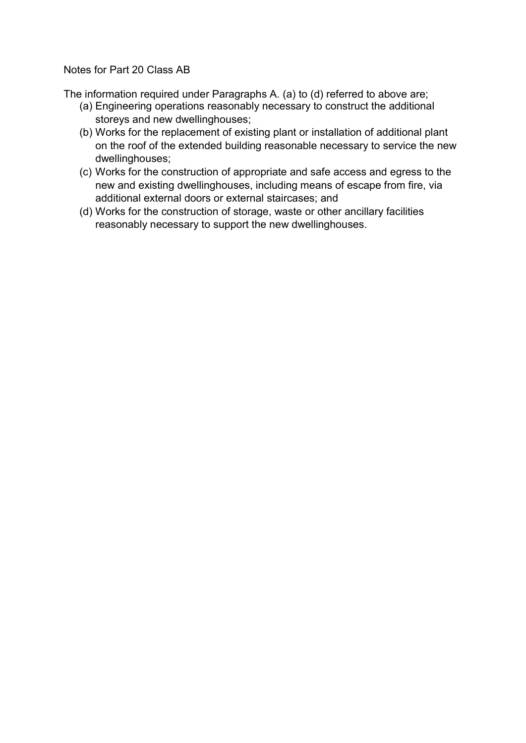Notes for Part 20 Class AB

The information required under Paragraphs A. (a) to (d) referred to above are;

(a) Engineering operations reasonably necessary to construct the additional storeys and new dwellinghouses;
(b) Works for the replacement of existing plant or installation of additional plant on the roof of the extended building reasonable necessary to service the new dwellinghouses;
(c) Works for the construction of appropriate and safe access and egress to the new and existing dwellinghouses, including means of escape from fire, via additional external doors or external staircases; and
(d) Works for the construction of storage, waste or other ancillary facilities reasonably necessary to support the new dwellinghouses.